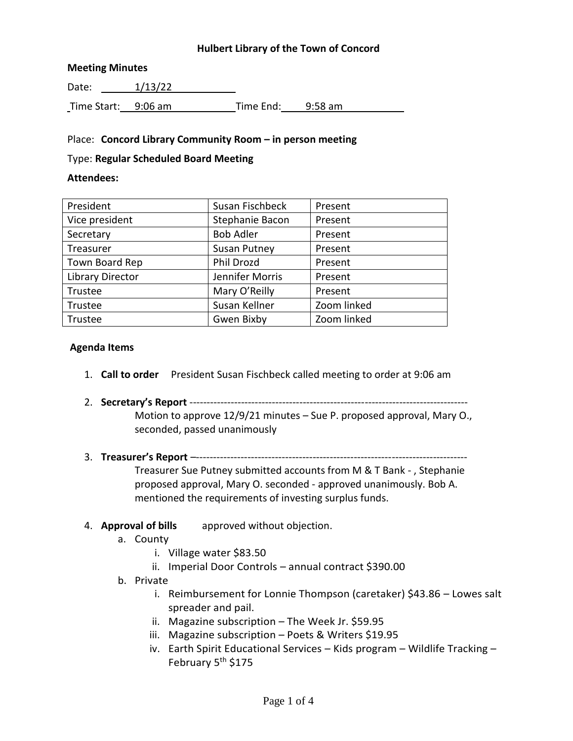**Hulbert Library of the Town of Concord**

**Meeting Minutes**

Date: 1/13/22

Time Start: 9:06 am Time End: 9:58 am

Place: **Concord Library Community Room – in person meeting**

Type: **Regular Scheduled Board Meeting**

**Attendees:**

| President | Susan Fischbeck | Present |
|---|---|---|
| Vice president | Stephanie Bacon | Present |
| Secretary | Bob Adler | Present |
| Treasurer | Susan Putney | Present |
| Town Board Rep | Phil Drozd | Present |
| Library Director | Jennifer Morris | Present |
| Trustee | Mary O'Reilly | Present |
| Trustee | Susan Kellner | Zoom linked |
| Trustee | Gwen Bixby | Zoom linked |

**Agenda Items**

1. **Call to order** President Susan Fischbeck called meeting to order at 9:06 am

2. **Secretary's Report** --------------------------------------------------------------------------------
   Motion to approve 12/9/21 minutes – Sue P. proposed approval, Mary O., seconded, passed unanimously

3. **Treasurer's Report** –-----------------------------------------------------------------------------
   Treasurer Sue Putney submitted accounts from M & T Bank - , Stephanie proposed approval, Mary O. seconded - approved unanimously. Bob A. mentioned the requirements of investing surplus funds.

4. **Approval of bills** approved without objection.
   a. County
      i. Village water $83.50
      ii. Imperial Door Controls – annual contract $390.00
   b. Private
      i. Reimbursement for Lonnie Thompson (caretaker) $43.86 – Lowes salt spreader and pail.
      ii. Magazine subscription – The Week Jr. $59.95
      iii. Magazine subscription – Poets & Writers $19.95
      iv. Earth Spirit Educational Services – Kids program – Wildlife Tracking – February 5th $175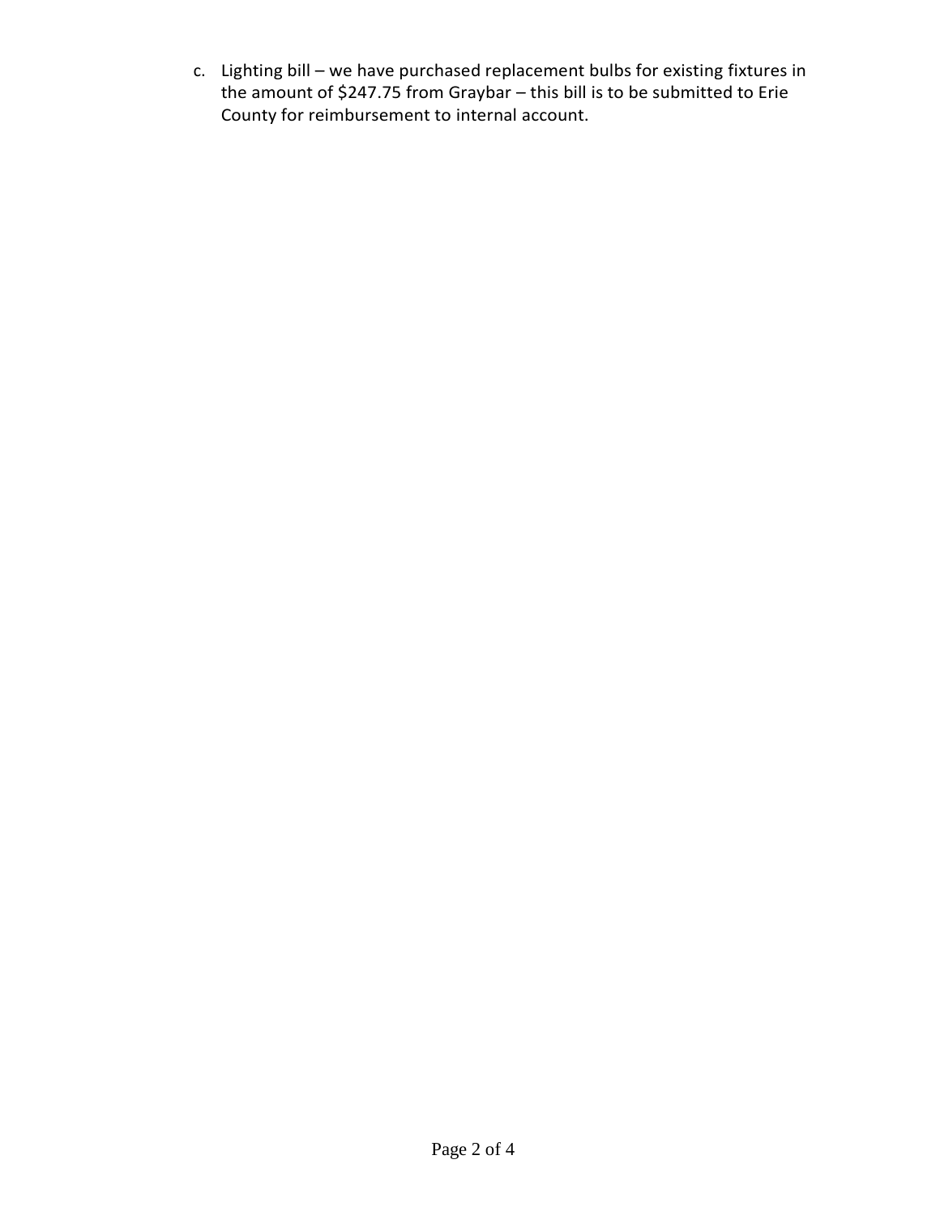c. Lighting bill – we have purchased replacement bulbs for existing fixtures in the amount of $247.75 from Graybar – this bill is to be submitted to Erie County for reimbursement to internal account.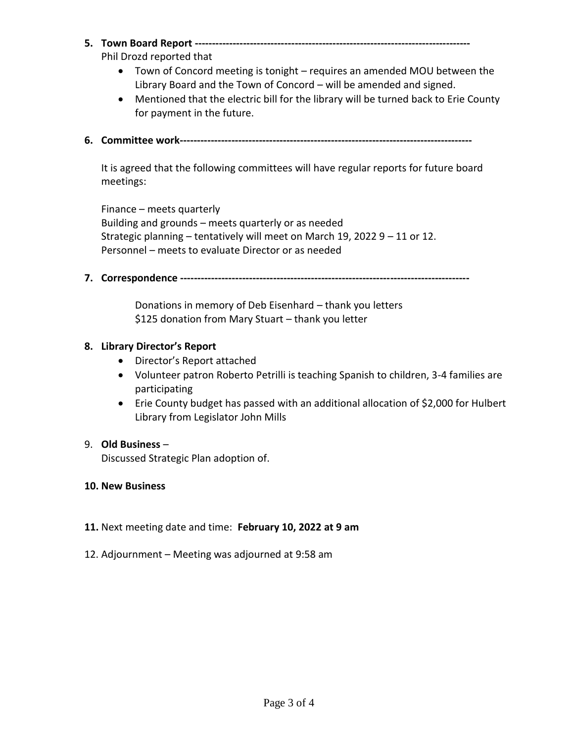**5. Town Board Report** -------------------------------------------------------------------------------

Phil Drozd reported that

- Town of Concord meeting is tonight – requires an amended MOU between the Library Board and the Town of Concord – will be amended and signed.
- Mentioned that the electric bill for the library will be turned back to Erie County for payment in the future.

**6. Committee work**-----------------------------------------------------------------------------------

It is agreed that the following committees will have regular reports for future board meetings:

Finance – meets quarterly
Building and grounds – meets quarterly or as needed
Strategic planning – tentatively will meet on March 19, 2022 9 – 11 or 12.
Personnel – meets to evaluate Director or as needed

**7. Correspondence** ---------------------------------------------------------------------------------

Donations in memory of Deb Eisenhard – thank you letters
$125 donation from Mary Stuart – thank you letter

**8. Library Director's Report**

- Director's Report attached
- Volunteer patron Roberto Petrilli is teaching Spanish to children, 3-4 families are participating
- Erie County budget has passed with an additional allocation of $2,000 for Hulbert Library from Legislator John Mills

9. **Old Business** –
Discussed Strategic Plan adoption of.

**10. New Business**

**11.** Next meeting date and time: **February 10, 2022 at 9 am**

12. Adjournment – Meeting was adjourned at 9:58 am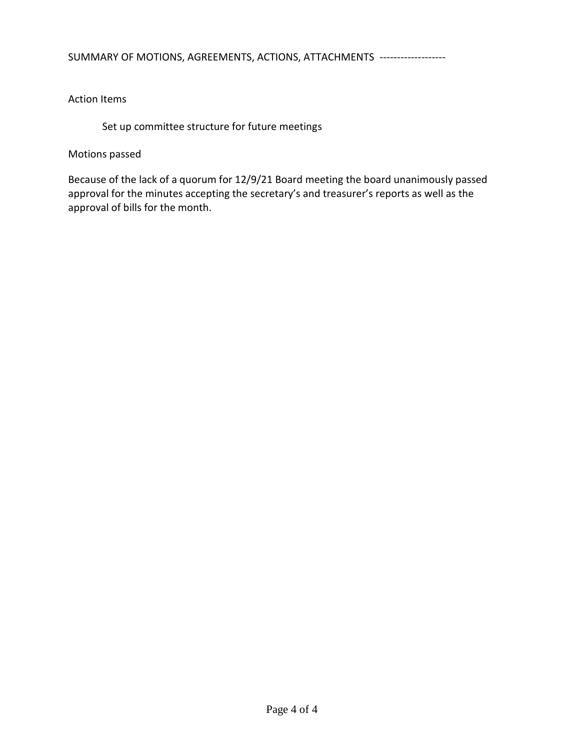SUMMARY OF MOTIONS, AGREEMENTS, ACTIONS, ATTACHMENTS -------------------

Action Items

Set up committee structure for future meetings

Motions passed

Because of the lack of a quorum for 12/9/21 Board meeting the board unanimously passed approval for the minutes accepting the secretary's and treasurer's reports as well as the approval of bills for the month.